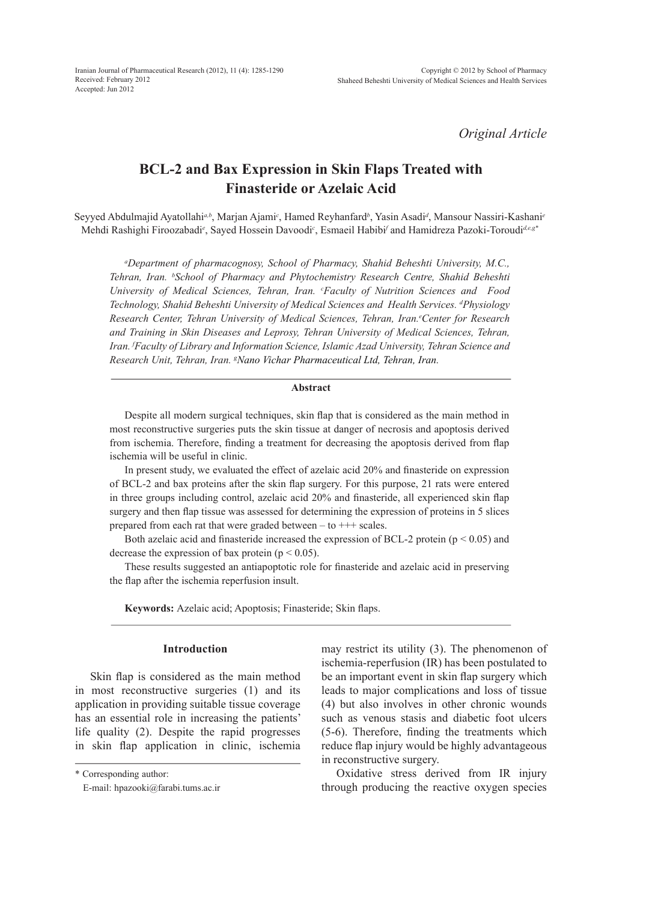*Original Article*

# BCL-2 and Bax Expression in Skin Flaps Treated with Finasteride or Azelaic Acid

Seyyed Abdulmajid Ayatollahi[a,b], Marjan Ajami[c], Hamed Reyhanfard[b], Yasin Asadi[d], Mansour Nassiri-Kashani[e] Mehdi Rashighi Firoozabadi[e], Sayed Hossein Davoodi[c], Esmaeil Habibi[f] and Hamidreza Pazoki-Toroudi[d,e,g]*

*[a]Department of pharmacognosy, School of Pharmacy, Shahid Beheshti University, M.C., Tehran, Iran. [b]School of Pharmacy and Phytochemistry Research Centre, Shahid Beheshti University of Medical Sciences, Tehran, Iran. [c]Faculty of Nutrition Sciences and Food Technology, Shahid Beheshti University of Medical Sciences and Health Services. [d]Physiology Research Center, Tehran University of Medical Sciences, Tehran, Iran. [e]Center for Research and Training in Skin Diseases and Leprosy, Tehran University of Medical Sciences, Tehran, Iran. [f]Faculty of Library and Information Science, Islamic Azad University, Tehran Science and Research Unit, Tehran, Iran. [g]Nano Vichar Pharmaceutical Ltd, Tehran, Iran.*

## Abstract

Despite all modern surgical techniques, skin flap that is considered as the main method in most reconstructive surgeries puts the skin tissue at danger of necrosis and apoptosis derived from ischemia. Therefore, finding a treatment for decreasing the apoptosis derived from flap ischemia will be useful in clinic.

In present study, we evaluated the effect of azelaic acid 20% and finasteride on expression of BCL-2 and bax proteins after the skin flap surgery. For this purpose, 21 rats were entered in three groups including control, azelaic acid 20% and finasteride, all experienced skin flap surgery and then flap tissue was assessed for determining the expression of proteins in 5 slices prepared from each rat that were graded between – to +++ scales.

Both azelaic acid and finasteride increased the expression of BCL-2 protein ($p < 0.05$) and decrease the expression of bax protein ($p < 0.05$).

These results suggested an antiapoptotic role for finasteride and azelaic acid in preserving the flap after the ischemia reperfusion insult.

**Keywords:** Azelaic acid; Apoptosis; Finasteride; Skin flaps.

## Introduction

Skin flap is considered as the main method in most reconstructive surgeries (1) and its application in providing suitable tissue coverage has an essential role in increasing the patients' life quality (2). Despite the rapid progresses in skin flap application in clinic, ischemia may restrict its utility (3). The phenomenon of ischemia-reperfusion (IR) has been postulated to be an important event in skin flap surgery which leads to major complications and loss of tissue (4) but also involves in other chronic wounds such as venous stasis and diabetic foot ulcers (5-6). Therefore, finding the treatments which reduce flap injury would be highly advantageous in reconstructive surgery.

Oxidative stress derived from IR injury through producing the reactive oxygen species

* Corresponding author:
E-mail: hpazooki@farabi.tums.ac.ir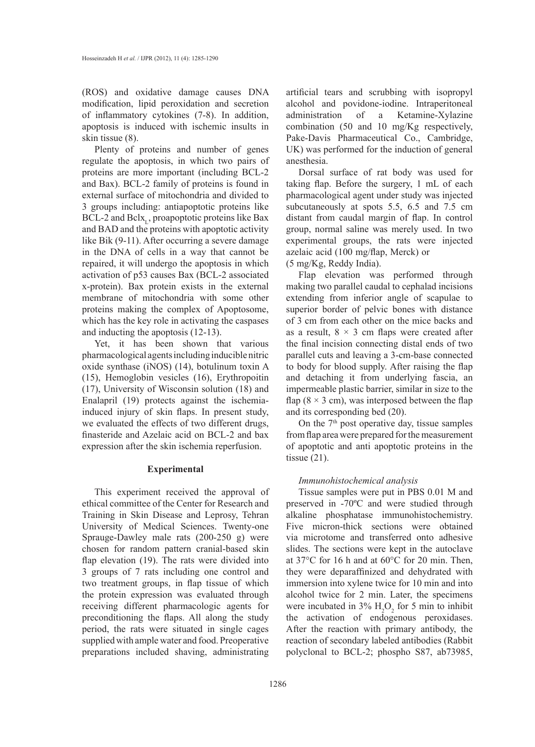(ROS) and oxidative damage causes DNA modification, lipid peroxidation and secretion of inflammatory cytokines (7-8). In addition, apoptosis is induced with ischemic insults in skin tissue (8).

Plenty of proteins and number of genes regulate the apoptosis, in which two pairs of proteins are more important (including BCL-2 and Bax). BCL-2 family of proteins is found in external surface of mitochondria and divided to 3 groups including: antiapoptotic proteins like BCL-2 and $Bclx_L$, proapoptotic proteins like Bax and BAD and the proteins with apoptotic activity like Bik (9-11). After occurring a severe damage in the DNA of cells in a way that cannot be repaired, it will undergo the apoptosis in which activation of p53 causes Bax (BCL-2 associated x-protein). Bax protein exists in the external membrane of mitochondria with some other proteins making the complex of Apoptosome, which has the key role in activating the caspases and inducting the apoptosis (12-13).

Yet, it has been shown that various pharmacological agents including inducible nitric oxide synthase (iNOS) (14), botulinum toxin A (15), Hemoglobin vesicles (16), Erythropoitin (17), University of Wisconsin solution (18) and Enalapril (19) protects against the ischemia-induced injury of skin flaps. In present study, we evaluated the effects of two different drugs, finasteride and Azelaic acid on BCL-2 and bax expression after the skin ischemia reperfusion.

## Experimental

This experiment received the approval of ethical committee of the Center for Research and Training in Skin Disease and Leprosy, Tehran University of Medical Sciences. Twenty-one Sprauge-Dawley male rats (200-250 g) were chosen for random pattern cranial-based skin flap elevation (19). The rats were divided into 3 groups of 7 rats including one control and two treatment groups, in flap tissue of which the protein expression was evaluated through receiving different pharmacologic agents for preconditioning the flaps. All along the study period, the rats were situated in single cages supplied with ample water and food. Preoperative preparations included shaving, administrating artificial tears and scrubbing with isopropyl alcohol and povidone-iodine. Intraperitoneal administration of a Ketamine-Xylazine combination (50 and 10 mg/Kg respectively, Pake-Davis Pharmaceutical Co., Cambridge, UK) was performed for the induction of general anesthesia.

Dorsal surface of rat body was used for taking flap. Before the surgery, 1 mL of each pharmacological agent under study was injected subcutaneously at spots 5.5, 6.5 and 7.5 cm distant from caudal margin of flap. In control group, normal saline was merely used. In two experimental groups, the rats were injected azelaic acid (100 mg/flap, Merck) or (5 mg/Kg, Reddy India).

Flap elevation was performed through making two parallel caudal to cephalad incisions extending from inferior angle of scapulae to superior border of pelvic bones with distance of 3 cm from each other on the mice backs and as a result, $8 \times 3$ cm flaps were created after the final incision connecting distal ends of two parallel cuts and leaving a 3-cm-base connected to body for blood supply. After raising the flap and detaching it from underlying fascia, an impermeable plastic barrier, similar in size to the flap ($8 \times 3$ cm), was interposed between the flap and its corresponding bed (20).

On the $7^{th}$ post operative day, tissue samples from flap area were prepared for the measurement of apoptotic and anti apoptotic proteins in the tissue (21).

### *Immunohistochemical analysis*

Tissue samples were put in PBS 0.01 M and preserved in -70ºC and were studied through alkaline phosphatase immunohistochemistry. Five micron-thick sections were obtained via microtome and transferred onto adhesive slides. The sections were kept in the autoclave at 37°C for 16 h and at 60°C for 20 min. Then, they were deparaffinized and dehydrated with immersion into xylene twice for 10 min and into alcohol twice for 2 min. Later, the specimens were incubated in 3% $H_2O_2$ for 5 min to inhibit the activation of endogenous peroxidases. After the reaction with primary antibody, the reaction of secondary labeled antibodies (Rabbit polyclonal to BCL-2; phospho S87, ab73985,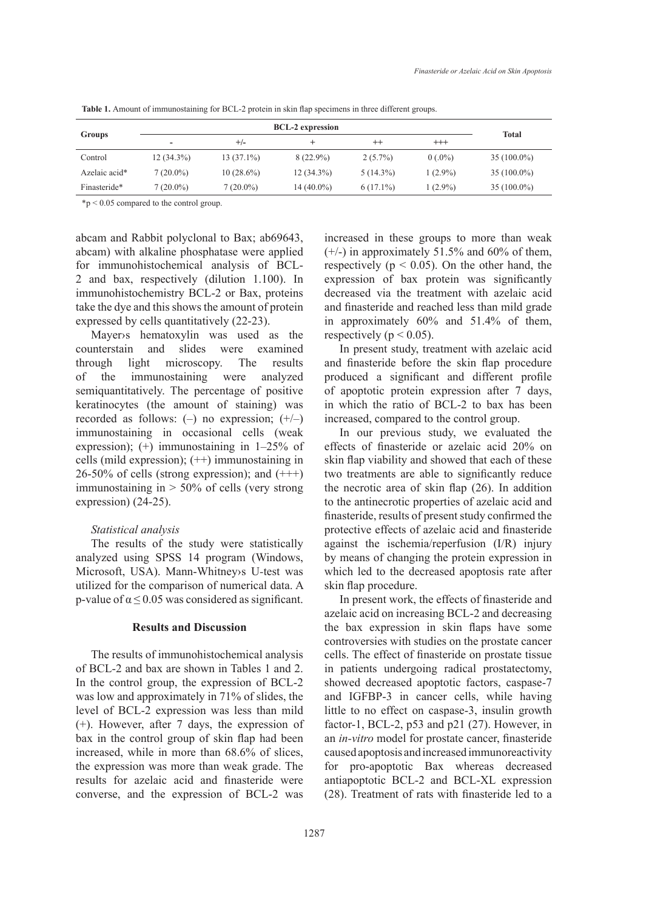**Table 1.** Amount of immunostaining for BCL-2 protein in skin flap specimens in three different groups.

| Groups | BCL-2 expression | | | | | Total |
|---|---|---|---|---|---|---|
| | - | +/- | + | ++ | +++ | |
| Control | 12 (34.3%) | 13 (37.1%) | 8 (22.9%) | 2 (5.7%) | 0 (.0%) | 35 (100.0%) |
| Azelaic acid* | 7 (20.0%) | 10 (28.6%) | 12 (34.3%) | 5 (14.3%) | 1 (2.9%) | 35 (100.0%) |
| Finasteride* | 7 (20.0%) | 7 (20.0%) | 14 (40.0%) | 6 (17.1%) | 1 (2.9%) | 35 (100.0%) |

*p < 0.05 compared to the control group.

abcam and Rabbit polyclonal to Bax; ab69643, abcam) with alkaline phosphatase were applied for immunohistochemical analysis of BCL-2 and bax, respectively (dilution 1.100). In immunohistochemistry BCL-2 or Bax, proteins take the dye and this shows the amount of protein expressed by cells quantitatively (22-23).

Mayer›s hematoxylin was used as the counterstain and slides were examined through light microscopy. The results of the immunostaining were analyzed semiquantitatively. The percentage of positive keratinocytes (the amount of staining) was recorded as follows: (–) no expression; (+/–) immunostaining in occasional cells (weak expression); (+) immunostaining in 1–25% of cells (mild expression); (++) immunostaining in 26-50% of cells (strong expression); and (+++) immunostaining in > 50% of cells (very strong expression) (24-25).

*Statistical analysis*

The results of the study were statistically analyzed using SPSS 14 program (Windows, Microsoft, USA). Mann-Whitney›s U-test was utilized for the comparison of numerical data. A p-value of $\alpha \leq 0.05$ was considered as significant.

## Results and Discussion

The results of immunohistochemical analysis of BCL-2 and bax are shown in Tables 1 and 2. In the control group, the expression of BCL-2 was low and approximately in 71% of slides, the level of BCL-2 expression was less than mild (+). However, after 7 days, the expression of bax in the control group of skin flap had been increased, while in more than 68.6% of slices, the expression was more than weak grade. The results for azelaic acid and finasteride were converse, and the expression of BCL-2 was increased in these groups to more than weak (+/-) in approximately 51.5% and 60% of them, respectively ($p < 0.05$). On the other hand, the expression of bax protein was significantly decreased via the treatment with azelaic acid and finasteride and reached less than mild grade in approximately 60% and 51.4% of them, respectively ($p < 0.05$).

In present study, treatment with azelaic acid and finasteride before the skin flap procedure produced a significant and different profile of apoptotic protein expression after 7 days, in which the ratio of BCL-2 to bax has been increased, compared to the control group.

In our previous study, we evaluated the effects of finasteride or azelaic acid 20% on skin flap viability and showed that each of these two treatments are able to significantly reduce the necrotic area of skin flap (26). In addition to the antinecrotic properties of azelaic acid and finasteride, results of present study confirmed the protective effects of azelaic acid and finasteride against the ischemia/reperfusion (I/R) injury by means of changing the protein expression in which led to the decreased apoptosis rate after skin flap procedure.

In present work, the effects of finasteride and azelaic acid on increasing BCL-2 and decreasing the bax expression in skin flaps have some controversies with studies on the prostate cancer cells. The effect of finasteride on prostate tissue in patients undergoing radical prostatectomy, showed decreased apoptotic factors, caspase-7 and IGFBP-3 in cancer cells, while having little to no effect on caspase-3, insulin growth factor-1, BCL-2, p53 and p21 (27). However, in an *in-vitro* model for prostate cancer, finasteride caused apoptosis and increased immunoreactivity for pro-apoptotic Bax whereas decreased antiapoptotic BCL-2 and BCL-XL expression (28). Treatment of rats with finasteride led to a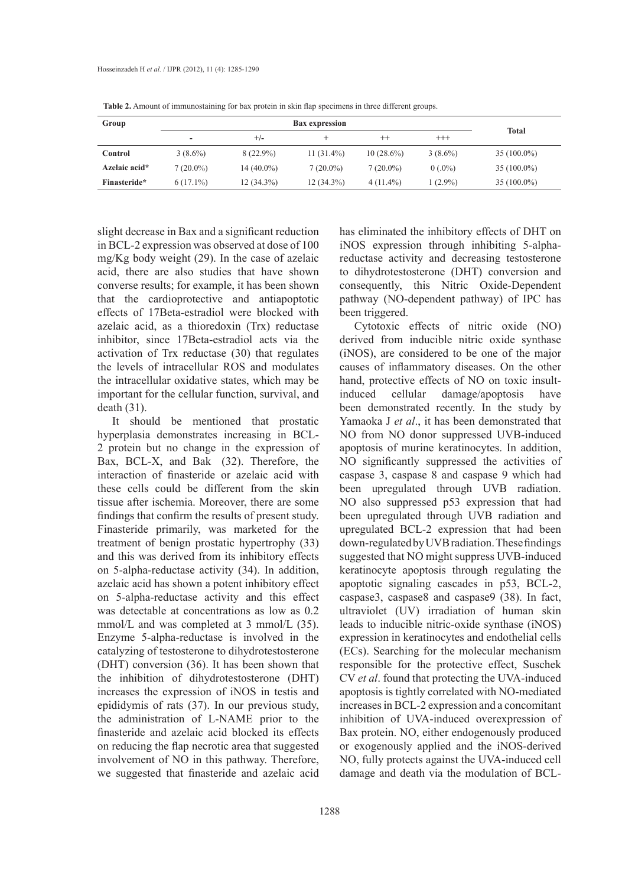**Table 2.** Amount of immunostaining for bax protein in skin flap specimens in three different groups.

| Group | Bax expression | | | | | Total |
|---|---|---|---|---|---|---|
| | - | +/- | + | ++ | +++ | |
| **Control** | 3 (8.6%) | 8 (22.9%) | 11 (31.4%) | 10 (28.6%) | 3 (8.6%) | 35 (100.0%) |
| **Azelaic acid*** | 7 (20.0%) | 14 (40.0%) | 7 (20.0%) | 7 (20.0%) | 0 (.0%) | 35 (100.0%) |
| **Finasteride*** | 6 (17.1%) | 12 (34.3%) | 12 (34.3%) | 4 (11.4%) | 1 (2.9%) | 35 (100.0%) |

slight decrease in Bax and a significant reduction in BCL-2 expression was observed at dose of 100 mg/Kg body weight (29). In the case of azelaic acid, there are also studies that have shown converse results; for example, it has been shown that the cardioprotective and antiapoptotic effects of 17Beta-estradiol were blocked with azelaic acid, as a thioredoxin (Trx) reductase inhibitor, since 17Beta-estradiol acts via the activation of Trx reductase (30) that regulates the levels of intracellular ROS and modulates the intracellular oxidative states, which may be important for the cellular function, survival, and death (31).

It should be mentioned that prostatic hyperplasia demonstrates increasing in BCL-2 protein but no change in the expression of Bax, BCL-X, and Bak (32). Therefore, the interaction of finasteride or azelaic acid with these cells could be different from the skin tissue after ischemia. Moreover, there are some findings that confirm the results of present study. Finasteride primarily, was marketed for the treatment of benign prostatic hypertrophy (33) and this was derived from its inhibitory effects on 5-alpha-reductase activity (34). In addition, azelaic acid has shown a potent inhibitory effect on 5-alpha-reductase activity and this effect was detectable at concentrations as low as 0.2 mmol/L and was completed at 3 mmol/L (35). Enzyme 5-alpha-reductase is involved in the catalyzing of testosterone to dihydrotestosterone (DHT) conversion (36). It has been shown that the inhibition of dihydrotestosterone (DHT) increases the expression of iNOS in testis and epididymis of rats (37). In our previous study, the administration of L-NAME prior to the finasteride and azelaic acid blocked its effects on reducing the flap necrotic area that suggested involvement of NO in this pathway. Therefore, we suggested that finasteride and azelaic acid has eliminated the inhibitory effects of DHT on iNOS expression through inhibiting 5-alpha-reductase activity and decreasing testosterone to dihydrotestosterone (DHT) conversion and consequently, this Nitric Oxide-Dependent pathway (NO-dependent pathway) of IPC has been triggered.

Cytotoxic effects of nitric oxide (NO) derived from inducible nitric oxide synthase (iNOS), are considered to be one of the major causes of inflammatory diseases. On the other hand, protective effects of NO on toxic insult-induced cellular damage/apoptosis have been demonstrated recently. In the study by Yamaoka J *et al*., it has been demonstrated that NO from NO donor suppressed UVB-induced apoptosis of murine keratinocytes. In addition, NO significantly suppressed the activities of caspase 3, caspase 8 and caspase 9 which had been upregulated through UVB radiation. NO also suppressed p53 expression that had been upregulated through UVB radiation and upregulated BCL-2 expression that had been down-regulated by UVB radiation. These findings suggested that NO might suppress UVB-induced keratinocyte apoptosis through regulating the apoptotic signaling cascades in p53, BCL-2, caspase3, caspase8 and caspase9 (38). In fact, ultraviolet (UV) irradiation of human skin leads to inducible nitric-oxide synthase (iNOS) expression in keratinocytes and endothelial cells (ECs). Searching for the molecular mechanism responsible for the protective effect, Suschek CV *et al*. found that protecting the UVA-induced apoptosis is tightly correlated with NO-mediated increases in BCL-2 expression and a concomitant inhibition of UVA-induced overexpression of Bax protein. NO, either endogenously produced or exogenously applied and the iNOS-derived NO, fully protects against the UVA-induced cell damage and death via the modulation of BCL-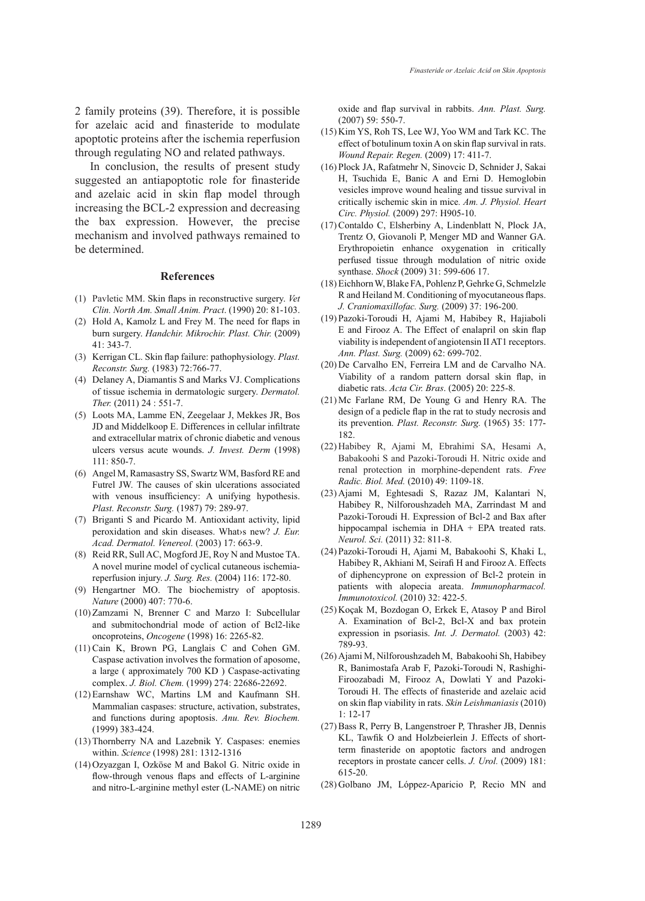2 family proteins (39). Therefore, it is possible for azelaic acid and finasteride to modulate apoptotic proteins after the ischemia reperfusion through regulating NO and related pathways.

In conclusion, the results of present study suggested an antiapoptotic role for finasteride and azelaic acid in skin flap model through increasing the BCL-2 expression and decreasing the bax expression. However, the precise mechanism and involved pathways remained to be determined.

## References

(1) Pavletic MM. Skin flaps in reconstructive surgery. *Vet Clin. North Am. Small Anim. Pract*. (1990) 20: 81-103.

(2) Hold A, Kamolz L and Frey M. The need for flaps in burn surgery. *Handchir. Mikrochir. Plast. Chir.* (2009) 41: 343-7.

(3) Kerrigan CL. Skin flap failure: pathophysiology. *Plast. Reconstr. Surg.* (1983) 72:766-77.

(4) Delaney A, Diamantis S and Marks VJ. Complications of tissue ischemia in dermatologic surgery. *Dermatol. Ther.* (2011) 24 : 551-7.

(5) Loots MA, Lamme EN, Zeegelaar J, Mekkes JR, Bos JD and Middelkoop E. Differences in cellular infiltrate and extracellular matrix of chronic diabetic and venous ulcers versus acute wounds. *J. Invest. Derm* (1998) 111: 850-7.

(6) Angel M, Ramasastry SS, Swartz WM, Basford RE and Futrel JW. The causes of skin ulcerations associated with venous insufficiency: A unifying hypothesis. *Plast. Reconstr. Surg.* (1987) 79: 289-97.

(7) Briganti S and Picardo M. Antioxidant activity, lipid peroxidation and skin diseases. What›s new? *J. Eur. Acad. Dermatol. Venereol.* (2003) 17: 663-9.

(8) Reid RR, Sull AC, Mogford JE, Roy N and Mustoe TA. A novel murine model of cyclical cutaneous ischemia-reperfusion injury. *J. Surg. Res.* (2004) 116: 172-80.

(9) Hengartner MO. The biochemistry of apoptosis. *Nature* (2000) 407: 770-6.

(10) Zamzami N, Brenner C and Marzo I: Subcellular and submitochondrial mode of action of Bcl2-like oncoproteins, *Oncogene* (1998) 16: 2265-82.

(11) Cain K, Brown PG, Langlais C and Cohen GM. Caspase activation involves the formation of aposome, a large ( approximately 700 KD ) Caspase-activating complex. *J. Biol. Chem.* (1999) 274: 22686-22692.

(12) Earnshaw WC, Martins LM and Kaufmann SH. Mammalian caspases: structure, activation, substrates, and functions during apoptosis. *Anu. Rev. Biochem.* (1999) 383-424.

(13) Thornberry NA and Lazebnik Y. Caspases: enemies within. *Science* (1998) 281: 1312-1316

(14) Ozyazgan I, Ozköse M and Bakol G. Nitric oxide in flow-through venous flaps and effects of L-arginine and nitro-L-arginine methyl ester (L-NAME) on nitric oxide and flap survival in rabbits. *Ann. Plast. Surg.* (2007) 59: 550-7.

(15) Kim YS, Roh TS, Lee WJ, Yoo WM and Tark KC. The effect of botulinum toxin A on skin flap survival in rats. *Wound Repair. Regen.* (2009) 17: 411-7.

(16) Plock JA, Rafatmehr N, Sinovcic D, Schnider J, Sakai H, Tsuchida E, Banic A and Erni D. Hemoglobin vesicles improve wound healing and tissue survival in critically ischemic skin in mice. *Am. J. Physiol. Heart Circ. Physiol.* (2009) 297: H905-10.

(17) Contaldo C, Elsherbiny A, Lindenblatt N, Plock JA, Trentz O, Giovanoli P, Menger MD and Wanner GA. Erythropoietin enhance oxygenation in critically perfused tissue through modulation of nitric oxide synthase. *Shock* (2009) 31: 599-606 17.

(18) Eichhorn W, Blake FA, Pohlenz P, Gehrke G, Schmelzle R and Heiland M. Conditioning of myocutaneous flaps. *J. Craniomaxillofac. Surg.* (2009) 37: 196-200.

(19) Pazoki-Toroudi H, Ajami M, Habibey R, Hajiaboli E and Firooz A. The Effect of enalapril on skin flap viability is independent of angiotensin II AT1 receptors. *Ann. Plast. Surg.* (2009) 62: 699-702.

(20) De Carvalho EN, Ferreira LM and de Carvalho NA. Viability of a random pattern dorsal skin flap, in diabetic rats. *Acta Cir. Bras*. (2005) 20: 225-8.

(21) Mc Farlane RM, De Young G and Henry RA. The design of a pedicle flap in the rat to study necrosis and its prevention. *Plast. Reconstr. Surg.* (1965) 35: 177-182.

(22) Habibey R, Ajami M, Ebrahimi SA, Hesami A, Babakoohi S and Pazoki-Toroudi H. Nitric oxide and renal protection in morphine-dependent rats. *Free Radic. Biol. Med.* (2010) 49: 1109-18.

(23) Ajami M, Eghtesadi S, Razaz JM, Kalantari N, Habibey R, Nilforoushzadeh MA, Zarrindast M and Pazoki-Toroudi H. Expression of Bcl-2 and Bax after hippocampal ischemia in DHA + EPA treated rats. *Neurol. Sci.* (2011) 32: 811-8.

(24) Pazoki-Toroudi H, Ajami M, Babakoohi S, Khaki L, Habibey R, Akhiani M, Seirafi H and Firooz A. Effects of diphencyprone on expression of Bcl-2 protein in patients with alopecia areata. *Immunopharmacol. Immunotoxicol.* (2010) 32: 422-5.

(25) Koçak M, Bozdogan O, Erkek E, Atasoy P and Birol A. Examination of Bcl-2, Bcl-X and bax protein expression in psoriasis. *Int. J. Dermatol.* (2003) 42: 789-93.

(26) Ajami M, Nilforoushzadeh M, Babakoohi Sh, Habibey R, Banimostafa Arab F, Pazoki-Toroudi N, Rashighi-Firoozabadi M, Firooz A, Dowlati Y and Pazoki-Toroudi H. The effects of finasteride and azelaic acid on skin flap viability in rats. *Skin Leishmaniasis* (2010) 1: 12-17

(27) Bass R, Perry B, Langenstroer P, Thrasher JB, Dennis KL, Tawfik O and Holzbeierlein J. Effects of short-term finasteride on apoptotic factors and androgen receptors in prostate cancer cells. *J. Urol.* (2009) 181: 615-20.

(28) Golbano JM, Lóppez-Aparicio P, Recio MN and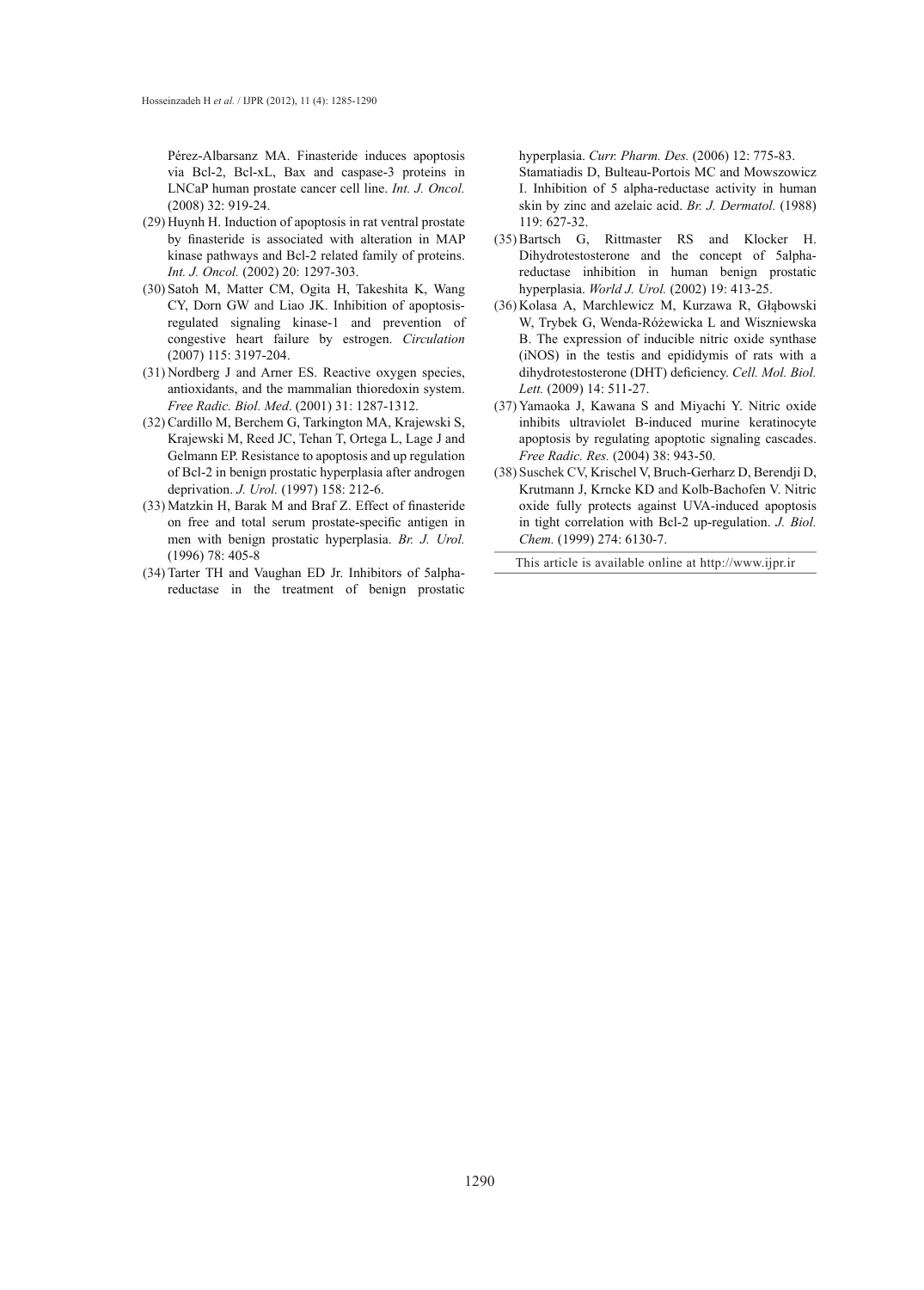Pérez-Albarsanz MA. Finasteride induces apoptosis via Bcl-2, Bcl-xL, Bax and caspase-3 proteins in LNCaP human prostate cancer cell line. *Int. J. Oncol.* (2008) 32: 919-24.

(29) Huynh H. Induction of apoptosis in rat ventral prostate by finasteride is associated with alteration in MAP kinase pathways and Bcl-2 related family of proteins. *Int. J. Oncol.* (2002) 20: 1297-303.

(30) Satoh M, Matter CM, Ogita H, Takeshita K, Wang CY, Dorn GW and Liao JK. Inhibition of apoptosis-regulated signaling kinase-1 and prevention of congestive heart failure by estrogen. *Circulation* (2007) 115: 3197-204.

(31) Nordberg J and Arner ES. Reactive oxygen species, antioxidants, and the mammalian thioredoxin system. *Free Radic. Biol. Med*. (2001) 31: 1287-1312.

(32) Cardillo M, Berchem G, Tarkington MA, Krajewski S, Krajewski M, Reed JC, Tehan T, Ortega L, Lage J and Gelmann EP. Resistance to apoptosis and up regulation of Bcl-2 in benign prostatic hyperplasia after androgen deprivation. *J. Urol.* (1997) 158: 212-6.

(33) Matzkin H, Barak M and Braf Z. Effect of finasteride on free and total serum prostate-specific antigen in men with benign prostatic hyperplasia. *Br. J. Urol.* (1996) 78: 405-8

(34) Tarter TH and Vaughan ED Jr. Inhibitors of 5alpha-reductase in the treatment of benign prostatic hyperplasia. *Curr. Pharm. Des.* (2006) 12: 775-83. Stamatiadis D, Bulteau-Portois MC and Mowszowicz I. Inhibition of 5 alpha-reductase activity in human skin by zinc and azelaic acid. *Br. J. Dermatol.* (1988) 119: 627-32.

(35) Bartsch G, Rittmaster RS and Klocker H. Dihydrotestosterone and the concept of 5alpha-reductase inhibition in human benign prostatic hyperplasia. *World J. Urol.* (2002) 19: 413-25.

(36) Kolasa A, Marchlewicz M, Kurzawa R, Głąbowski W, Trybek G, Wenda-Różewicka L and Wiszniewska B. The expression of inducible nitric oxide synthase (iNOS) in the testis and epididymis of rats with a dihydrotestosterone (DHT) deficiency. *Cell. Mol. Biol. Lett.* (2009) 14: 511-27.

(37) Yamaoka J, Kawana S and Miyachi Y. Nitric oxide inhibits ultraviolet B-induced murine keratinocyte apoptosis by regulating apoptotic signaling cascades. *Free Radic. Res.* (2004) 38: 943-50.

(38) Suschek CV, Krischel V, Bruch-Gerharz D, Berendji D, Krutmann J, Krncke KD and Kolb-Bachofen V. Nitric oxide fully protects against UVA-induced apoptosis in tight correlation with Bcl-2 up-regulation. *J. Biol. Chem.* (1999) 274: 6130-7.

This article is available online at http://www.ijpr.ir